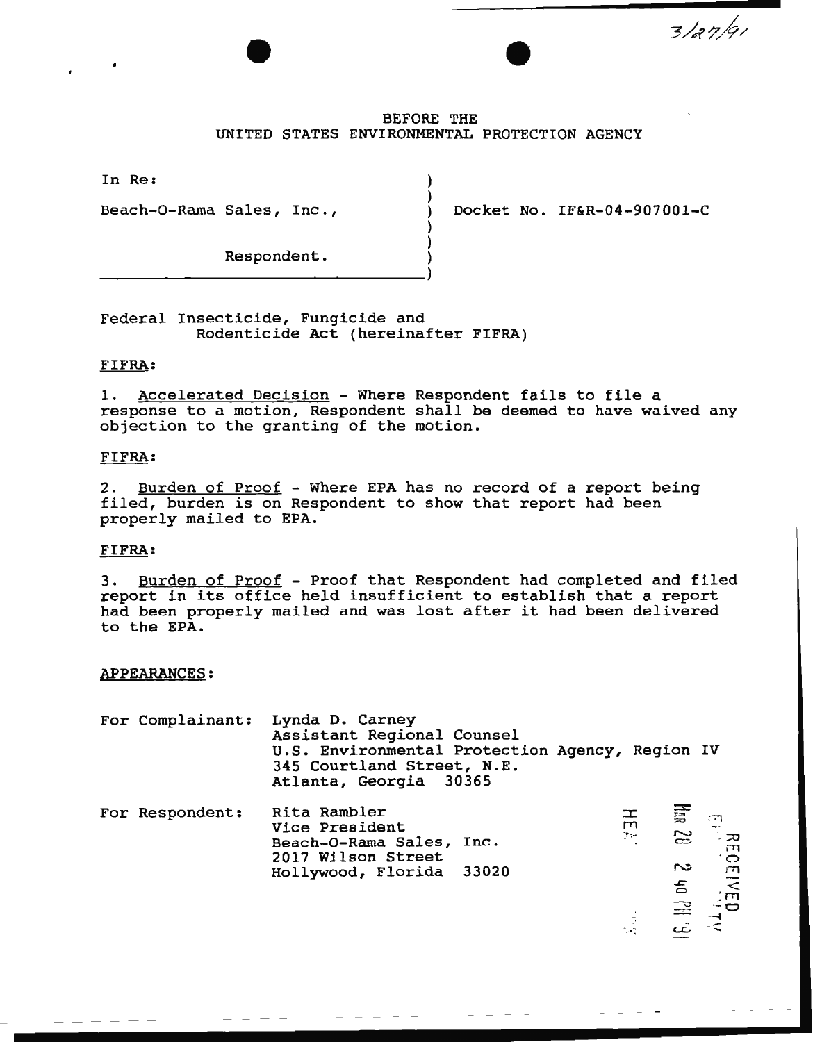3/27/91

BEFORE THE
UNITED STATES ENVIRONMENTAL PROTECTION AGENCY

| | | |
|---|---|---|
| In Re: | ) | |
| | ) | |
| Beach-O-Rama Sales, Inc., | ) | Docket No. IF&R-04-907001-C |
| | ) | |
| | ) | |
| Respondent. | ) | |
| | ) | |

Federal Insecticide, Fungicide and Rodenticide Act (hereinafter FIFRA)

FIFRA:

1. Accelerated Decision - Where Respondent fails to file a response to a motion, Respondent shall be deemed to have waived any objection to the granting of the motion.

FIFRA:

2. Burden of Proof - Where EPA has no record of a report being filed, burden is on Respondent to show that report had been properly mailed to EPA.

FIFRA:

3. Burden of Proof - Proof that Respondent had completed and filed report in its office held insufficient to establish that a report had been properly mailed and was lost after it had been delivered to the EPA.

APPEARANCES:

For Complainant: Lynda D. Carney
Assistant Regional Counsel
U.S. Environmental Protection Agency, Region IV
345 Courtland Street, N.E.
Atlanta, Georgia 30365

For Respondent: Rita Rambler
Vice President
Beach-O-Rama Sales, Inc.
2017 Wilson Street
Hollywood, Florida 33020

RECEIVED MAR 20 2 40 PM '91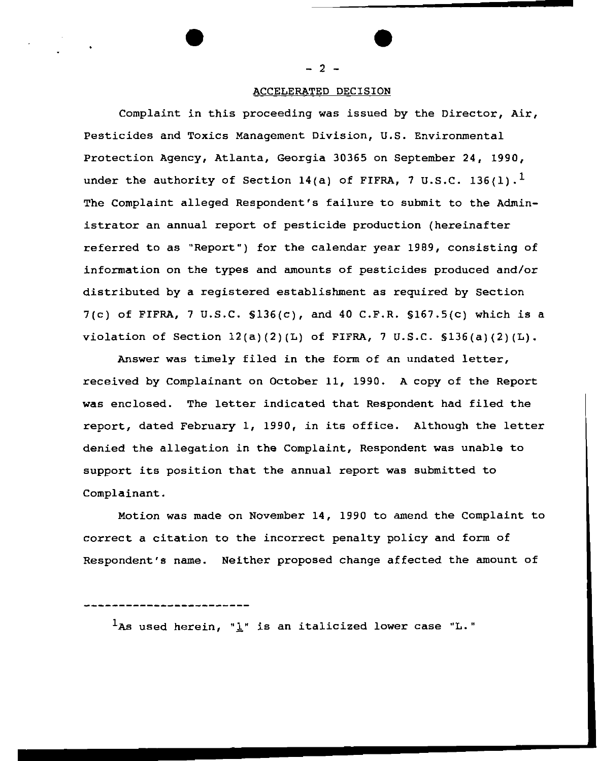## ACCELERATED DECISION

Complaint in this proceeding was issued by the Director, Air, Pesticides and Toxics Management Division, U.S. Environmental Protection Agency, Atlanta, Georgia 30365 on September 24, 1990, under the authority of Section 14(a) of FIFRA, 7 U.S.C. 136(*l*).[1] The Complaint alleged Respondent's failure to submit to the Administrator an annual report of pesticide production (hereinafter referred to as "Report") for the calendar year 1989, consisting of information on the types and amounts of pesticides produced and/or distributed by a registered establishment as required by Section 7(c) of FIFRA, 7 U.S.C. §136(c), and 40 C.F.R. §167.5(c) which is a violation of Section 12(a)(2)(L) of FIFRA, 7 U.S.C. §136(a)(2)(L).

Answer was timely filed in the form of an undated letter, received by Complainant on October 11, 1990. A copy of the Report was enclosed. The letter indicated that Respondent had filed the report, dated February 1, 1990, in its office. Although the letter denied the allegation in the Complaint, Respondent was unable to support its position that the annual report was submitted to Complainant.

Motion was made on November 14, 1990 to amend the Complaint to correct a citation to the incorrect penalty policy and form of Respondent's name. Neither proposed change affected the amount of

---

[1]As used herein, "*l*" is an italicized lower case "L."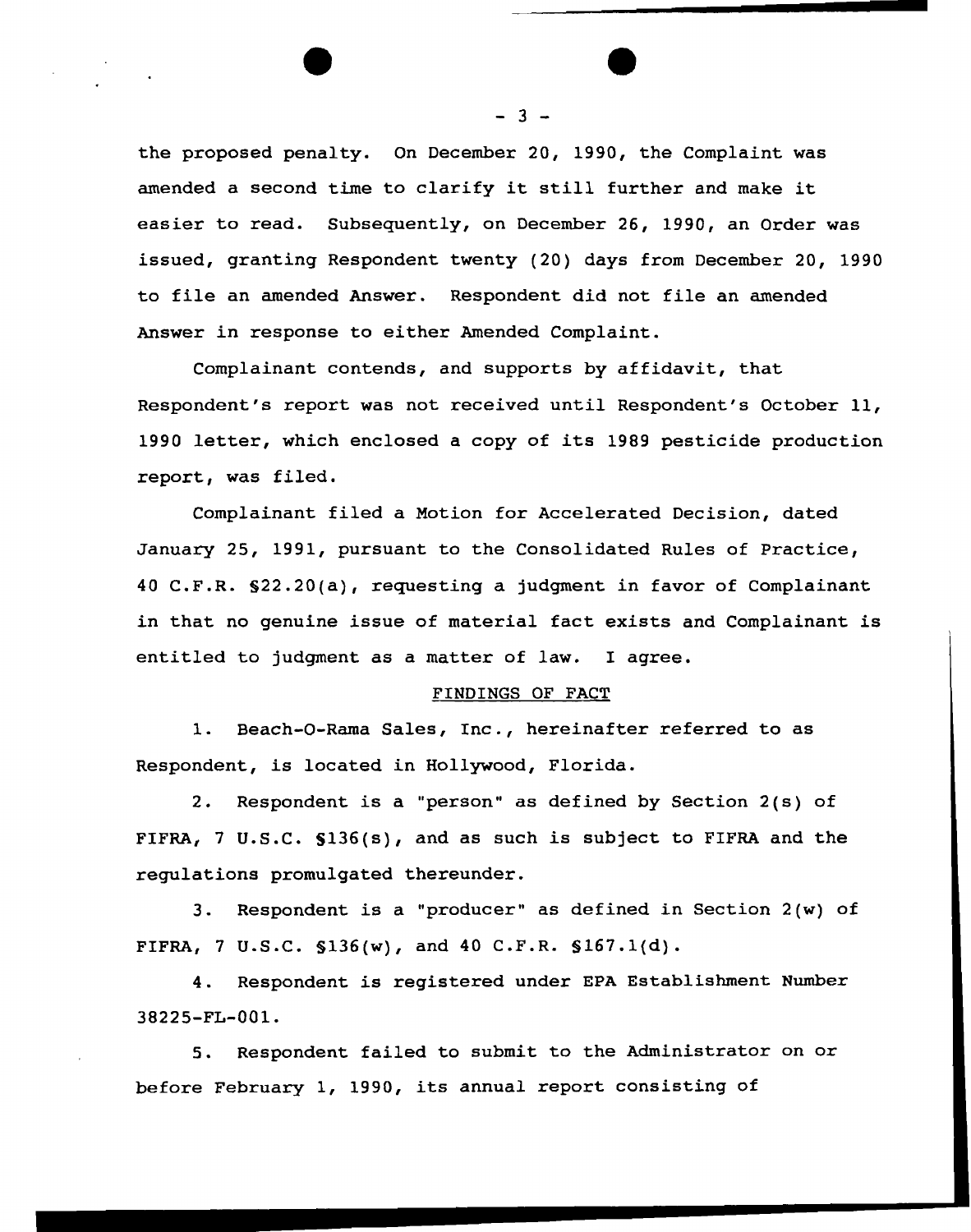the proposed penalty. On December 20, 1990, the Complaint was amended a second time to clarify it still further and make it easier to read. Subsequently, on December 26, 1990, an Order was issued, granting Respondent twenty (20) days from December 20, 1990 to file an amended Answer. Respondent did not file an amended Answer in response to either Amended Complaint.

Complainant contends, and supports by affidavit, that Respondent's report was not received until Respondent's October 11, 1990 letter, which enclosed a copy of its 1989 pesticide production report, was filed.

Complainant filed a Motion for Accelerated Decision, dated January 25, 1991, pursuant to the Consolidated Rules of Practice, 40 C.F.R. §22.20(a), requesting a judgment in favor of Complainant in that no genuine issue of material fact exists and Complainant is entitled to judgment as a matter of law. I agree.

## FINDINGS OF FACT

1. Beach-O-Rama Sales, Inc., hereinafter referred to as Respondent, is located in Hollywood, Florida.

2. Respondent is a "person" as defined by Section 2(s) of FIFRA, 7 U.S.C. §136(s), and as such is subject to FIFRA and the regulations promulgated thereunder.

3. Respondent is a "producer" as defined in Section 2(w) of FIFRA, 7 U.S.C. §136(w), and 40 C.F.R. §167.1(d).

4. Respondent is registered under EPA Establishment Number 38225-FL-001.

5. Respondent failed to submit to the Administrator on or before February 1, 1990, its annual report consisting of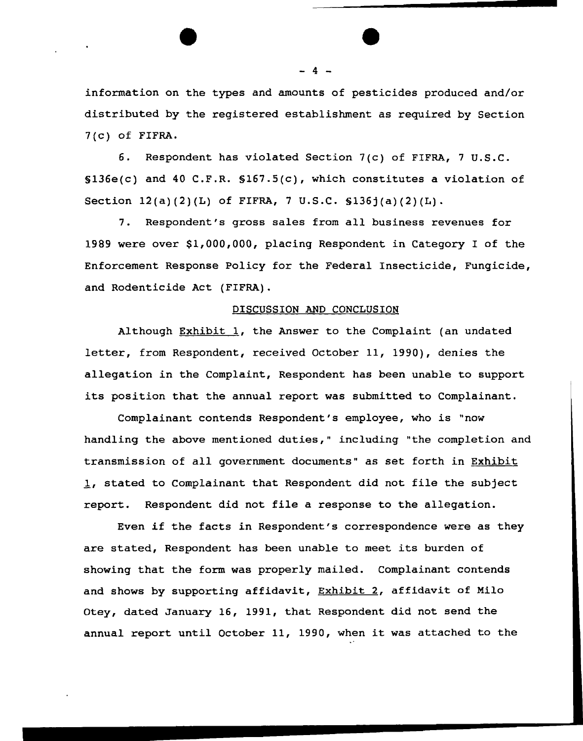information on the types and amounts of pesticides produced and/or distributed by the registered establishment as required by Section 7(c) of FIFRA.

6. Respondent has violated Section 7(c) of FIFRA, 7 U.S.C. §136e(c) and 40 C.F.R. §167.5(c), which constitutes a violation of Section 12(a)(2)(L) of FIFRA, 7 U.S.C. §136j(a)(2)(L).

7. Respondent's gross sales from all business revenues for 1989 were over $1,000,000, placing Respondent in Category I of the Enforcement Response Policy for the Federal Insecticide, Fungicide, and Rodenticide Act (FIFRA).

## DISCUSSION AND CONCLUSION

Although Exhibit 1, the Answer to the Complaint (an undated letter, from Respondent, received October 11, 1990), denies the allegation in the Complaint, Respondent has been unable to support its position that the annual report was submitted to Complainant.

Complainant contends Respondent's employee, who is "now handling the above mentioned duties," including "the completion and transmission of all government documents" as set forth in Exhibit 1, stated to Complainant that Respondent did not file the subject report. Respondent did not file a response to the allegation.

Even if the facts in Respondent's correspondence were as they are stated, Respondent has been unable to meet its burden of showing that the form was properly mailed. Complainant contends and shows by supporting affidavit, Exhibit 2, affidavit of Milo Otey, dated January 16, 1991, that Respondent did not send the annual report until October 11, 1990, when it was attached to the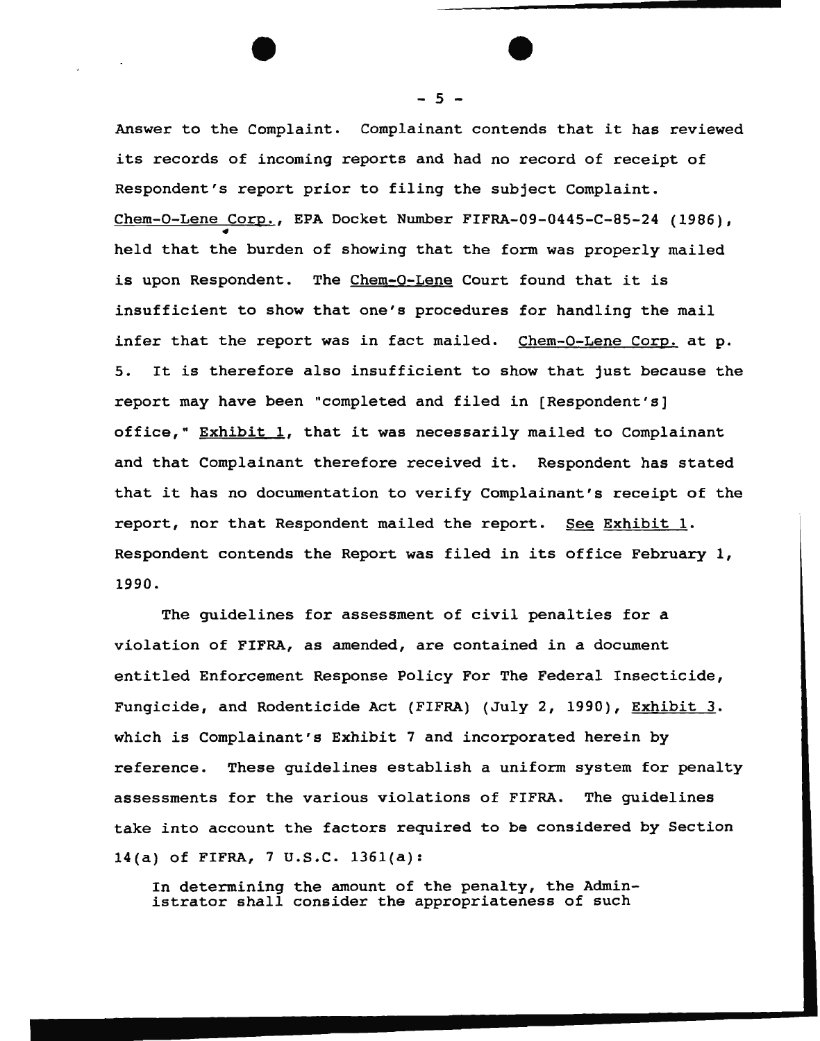Answer to the Complaint. Complainant contends that it has reviewed its records of incoming reports and had no record of receipt of Respondent's report prior to filing the subject Complaint. Chem-O-Lene Corp., EPA Docket Number FIFRA-09-0445-C-85-24 (1986), held that the burden of showing that the form was properly mailed is upon Respondent. The Chem-O-Lene Court found that it is insufficient to show that one's procedures for handling the mail infer that the report was in fact mailed. Chem-O-Lene Corp. at p. 5. It is therefore also insufficient to show that just because the report may have been "completed and filed in [Respondent's] office," Exhibit 1, that it was necessarily mailed to Complainant and that Complainant therefore received it. Respondent has stated that it has no documentation to verify Complainant's receipt of the report, nor that Respondent mailed the report. See Exhibit 1. Respondent contends the Report was filed in its office February 1, 1990.

The guidelines for assessment of civil penalties for a violation of FIFRA, as amended, are contained in a document entitled Enforcement Response Policy For The Federal Insecticide, Fungicide, and Rodenticide Act (FIFRA) (July 2, 1990), Exhibit 3. which is Complainant's Exhibit 7 and incorporated herein by reference. These guidelines establish a uniform system for penalty assessments for the various violations of FIFRA. The guidelines take into account the factors required to be considered by Section 14(a) of FIFRA, 7 U.S.C. 1361(a):

> In determining the amount of the penalty, the Administrator shall consider the appropriateness of such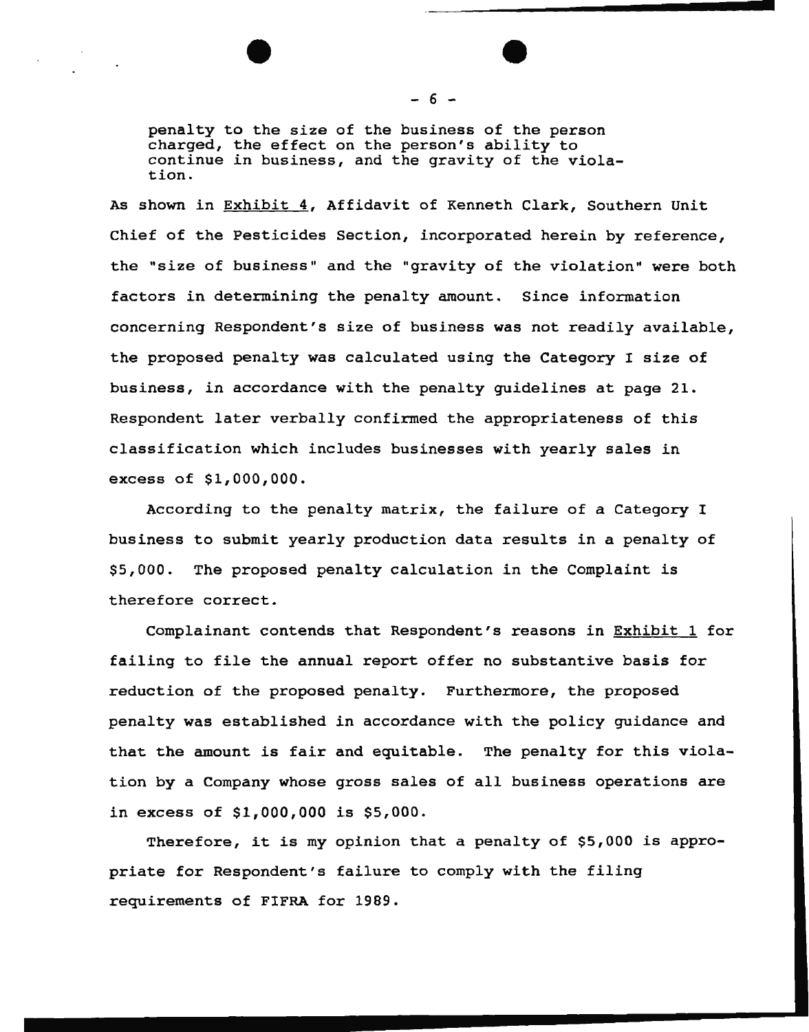penalty to the size of the business of the person charged, the effect on the person's ability to continue in business, and the gravity of the violation.

As shown in Exhibit 4, Affidavit of Kenneth Clark, Southern Unit Chief of the Pesticides Section, incorporated herein by reference, the "size of business" and the "gravity of the violation" were both factors in determining the penalty amount. Since information concerning Respondent's size of business was not readily available, the proposed penalty was calculated using the Category I size of business, in accordance with the penalty guidelines at page 21. Respondent later verbally confirmed the appropriateness of this classification which includes businesses with yearly sales in excess of $1,000,000.

According to the penalty matrix, the failure of a Category I business to submit yearly production data results in a penalty of $5,000. The proposed penalty calculation in the Complaint is therefore correct.

Complainant contends that Respondent's reasons in Exhibit 1 for failing to file the annual report offer no substantive basis for reduction of the proposed penalty. Furthermore, the proposed penalty was established in accordance with the policy guidance and that the amount is fair and equitable. The penalty for this violation by a Company whose gross sales of all business operations are in excess of $1,000,000 is $5,000.

Therefore, it is my opinion that a penalty of $5,000 is appropriate for Respondent's failure to comply with the filing requirements of FIFRA for 1989.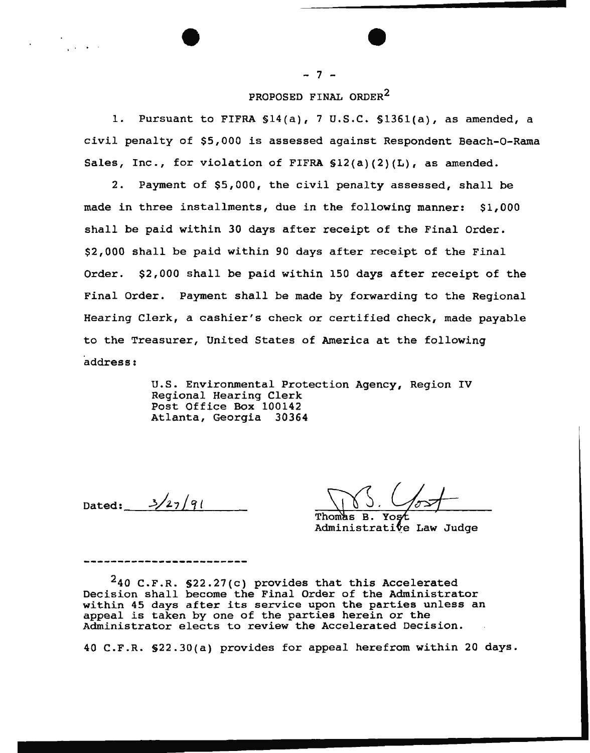# PROPOSED FINAL ORDER[2]

1. Pursuant to FIFRA §14(a), 7 U.S.C. §1361(a), as amended, a civil penalty of $5,000 is assessed against Respondent Beach-O-Rama Sales, Inc., for violation of FIFRA §12(a)(2)(L), as amended.

2. Payment of $5,000, the civil penalty assessed, shall be made in three installments, due in the following manner: $1,000 shall be paid within 30 days after receipt of the Final Order. $2,000 shall be paid within 90 days after receipt of the Final Order. $2,000 shall be paid within 150 days after receipt of the Final Order. Payment shall be made by forwarding to the Regional Hearing Clerk, a cashier's check or certified check, made payable to the Treasurer, United States of America at the following address:

> U.S. Environmental Protection Agency, Region IV
> Regional Hearing Clerk
> Post Office Box 100142
> Atlanta, Georgia 30364

Dated: 3/27/91

Thomas B. Yost
Administrative Law Judge

---

[2] 40 C.F.R. §22.27(c) provides that this Accelerated Decision shall become the Final Order of the Administrator within 45 days after its service upon the parties unless an appeal is taken by one of the parties herein or the Administrator elects to review the Accelerated Decision.

40 C.F.R. §22.30(a) provides for appeal herefrom within 20 days.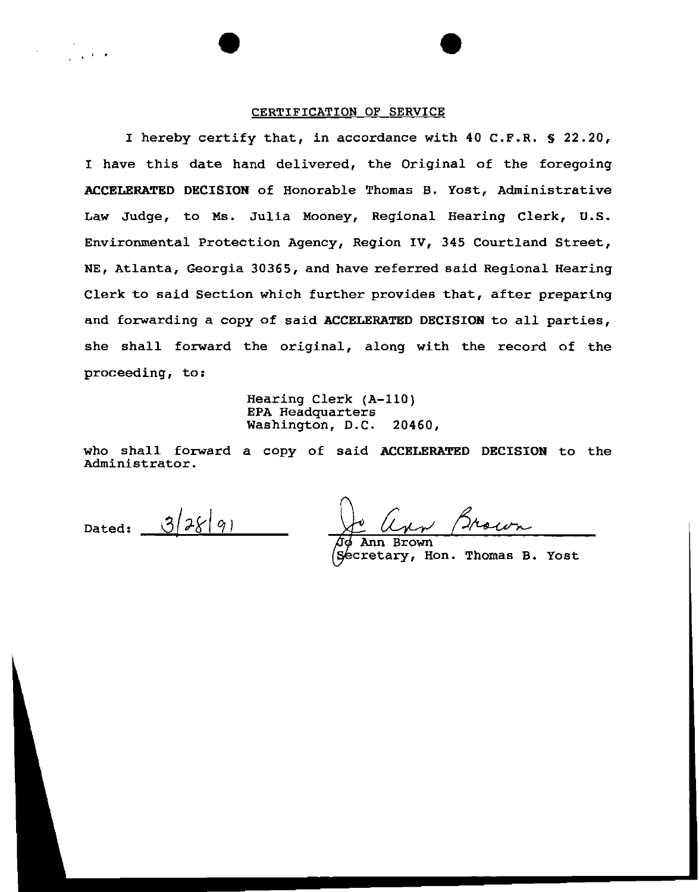## CERTIFICATION OF SERVICE

I hereby certify that, in accordance with 40 C.F.R. § 22.20, I have this date hand delivered, the Original of the foregoing **ACCELERATED DECISION** of Honorable Thomas B. Yost, Administrative Law Judge, to Ms. Julia Mooney, Regional Hearing Clerk, U.S. Environmental Protection Agency, Region IV, 345 Courtland Street, NE, Atlanta, Georgia 30365, and have referred said Regional Hearing Clerk to said Section which further provides that, after preparing and forwarding a copy of said **ACCELERATED DECISION** to all parties, she shall forward the original, along with the record of the proceeding, to:

Hearing Clerk (A-110)
EPA Headquarters
Washington, D.C. 20460,

who shall forward a copy of said **ACCELERATED DECISION** to the Administrator.

Dated: 3/28/91

Jo Ann Brown
Jo Ann Brown
Secretary, Hon. Thomas B. Yost